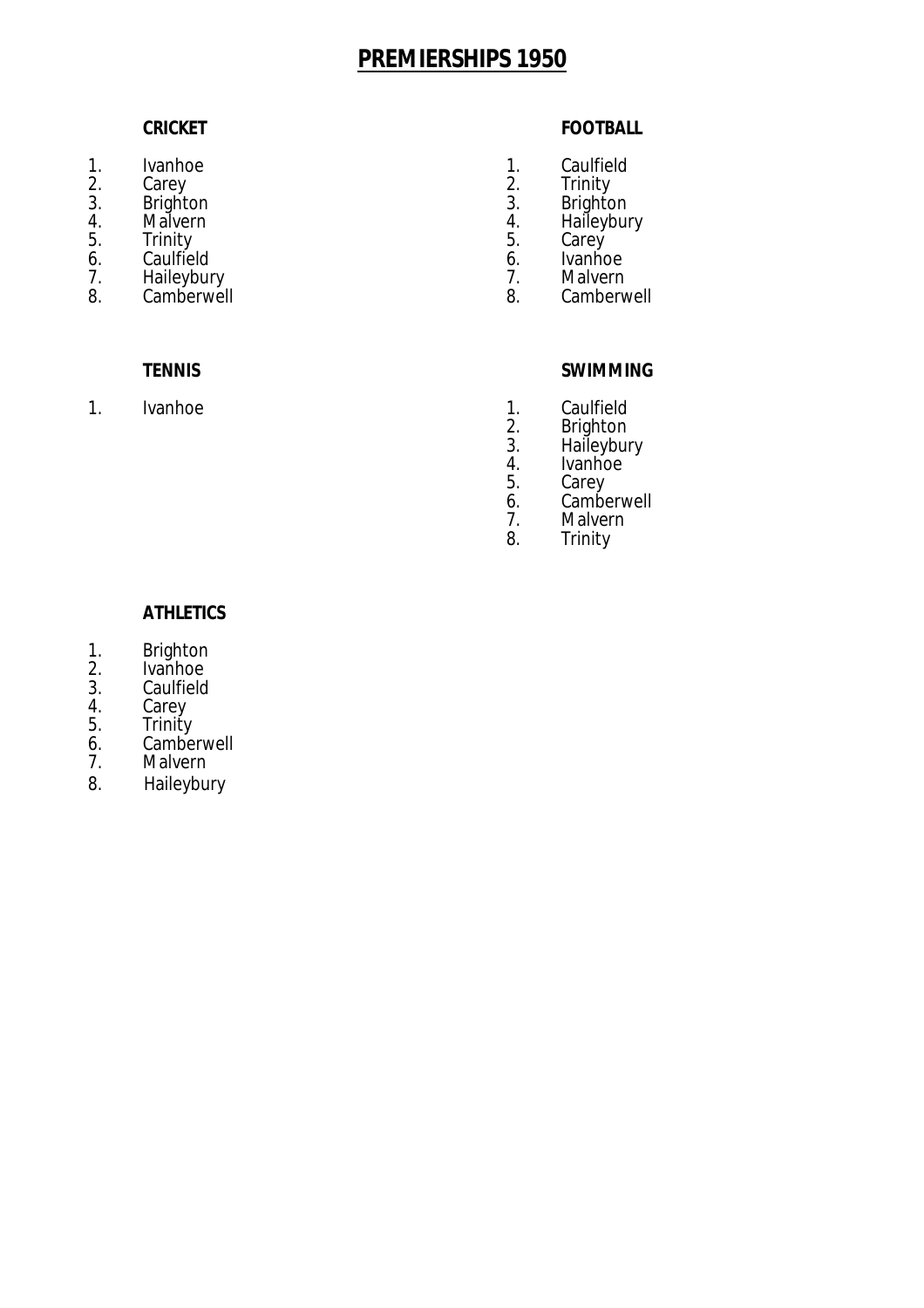# PREMIERSHIPS 1950

## CRICKET

1. Ivanhoe
2. Carey
3. Brighton
4. Malvern
5. Trinity
6. Caulfield
7. Haileybury
8. Camberwell

## FOOTBALL

1. Caulfield
2. Trinity
3. Brighton
4. Haileybury
5. Carey
6. Ivanhoe
7. Malvern
8. Camberwell

## TENNIS

1. Ivanhoe

## SWIMMING

1. Caulfield
2. Brighton
3. Haileybury
4. Ivanhoe
5. Carey
6. Camberwell
7. Malvern
8. Trinity

## ATHLETICS

1. Brighton
2. Ivanhoe
3. Caulfield
4. Carey
5. Trinity
6. Camberwell
7. Malvern
8. Haileybury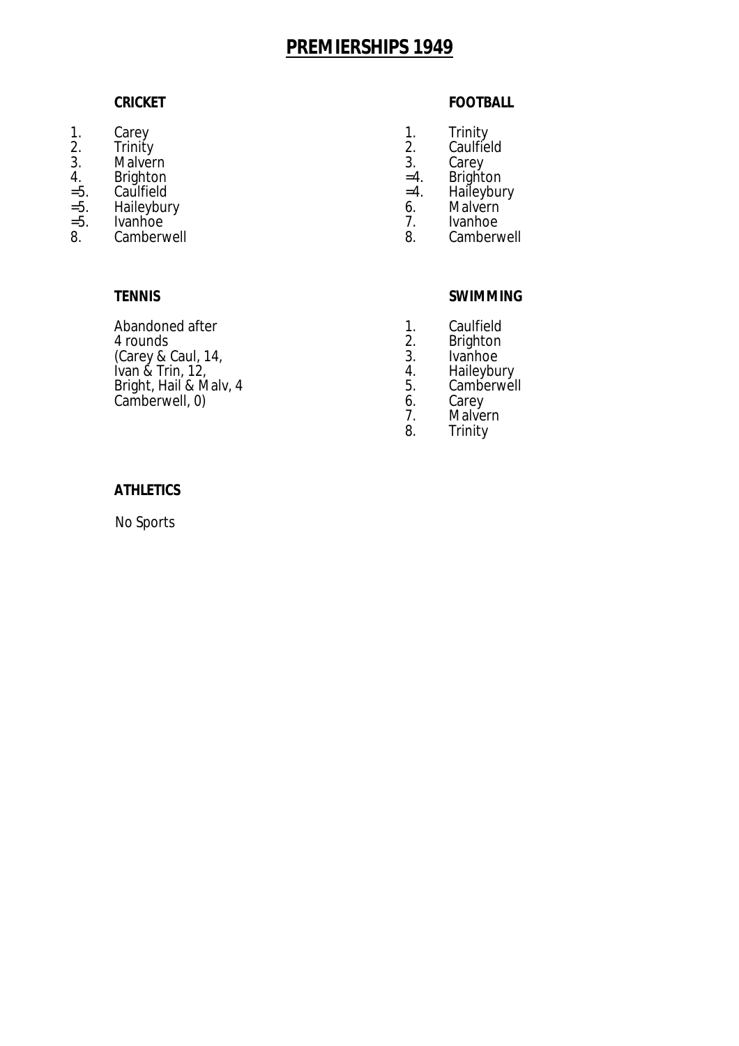# PREMIERSHIPS 1949

## CRICKET

1. Carey
2. Trinity
3. Malvern
4. Brighton

=5. Caulfield
=5. Haileybury
=5. Ivanhoe
8. Camberwell

## FOOTBALL

1. Trinity
2. Caulfield
3. Carey

=4. Brighton
=4. Haileybury
6. Malvern
7. Ivanhoe
8. Camberwell

## TENNIS

Abandoned after
4 rounds
(Carey & Caul, 14,
Ivan & Trin, 12,
Bright, Hail & Malv, 4
Camberwell, 0)

## SWIMMING

1. Caulfield
2. Brighton
3. Ivanhoe
4. Haileybury
5. Camberwell
6. Carey
7. Malvern
8. Trinity

## ATHLETICS

No Sports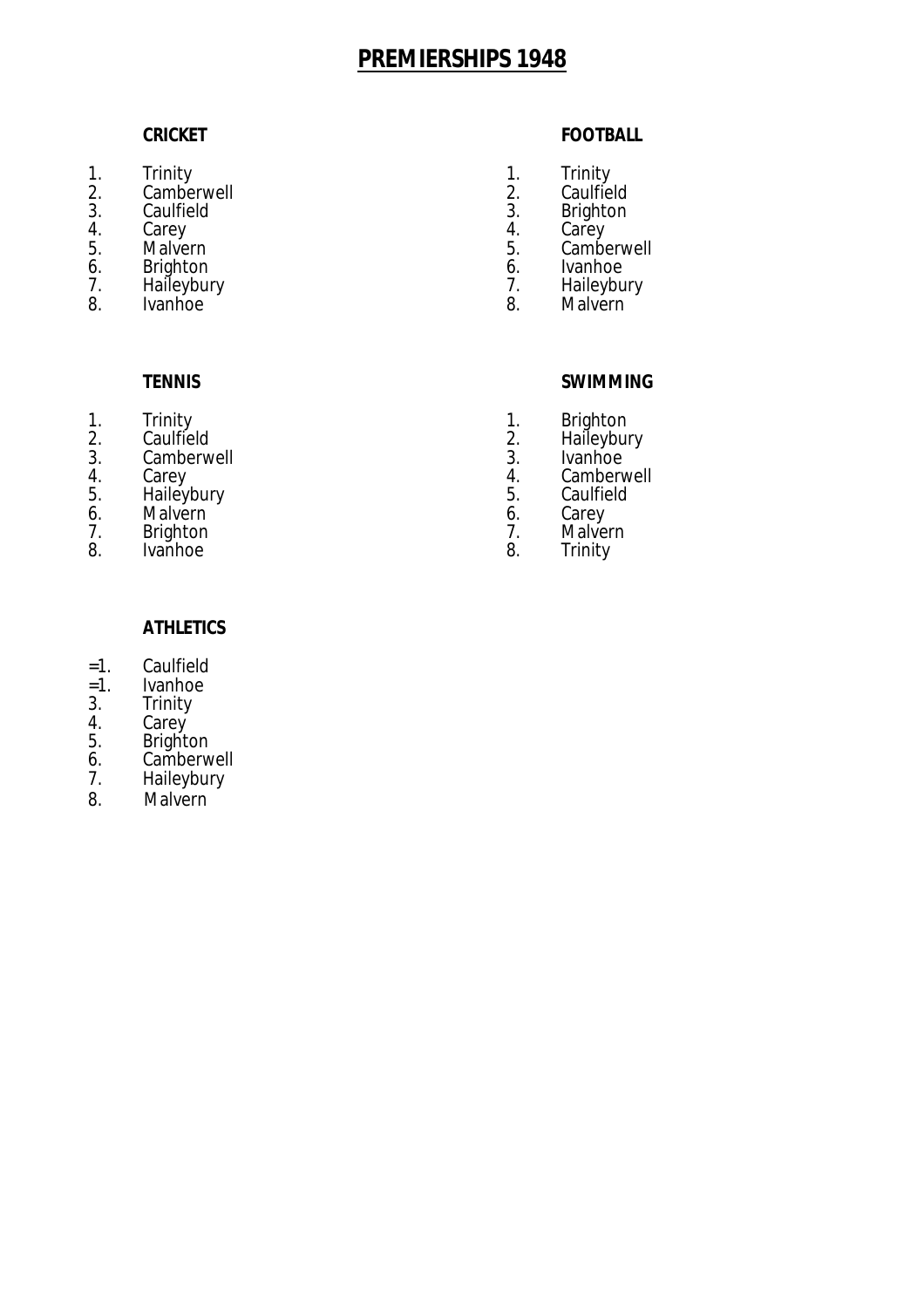# PREMIERSHIPS 1948

### CRICKET

1. Trinity
2. Camberwell
3. Caulfield
4. Carey
5. Malvern
6. Brighton
7. Haileybury
8. Ivanhoe

### FOOTBALL

1. Trinity
2. Caulfield
3. Brighton
4. Carey
5. Camberwell
6. Ivanhoe
7. Haileybury
8. Malvern

### TENNIS

1. Trinity
2. Caulfield
3. Camberwell
4. Carey
5. Haileybury
6. Malvern
7. Brighton
8. Ivanhoe

### SWIMMING

1. Brighton
2. Haileybury
3. Ivanhoe
4. Camberwell
5. Caulfield
6. Carey
7. Malvern
8. Trinity

### ATHLETICS

=1. Caulfield
=1. Ivanhoe
3. Trinity
4. Carey
5. Brighton
6. Camberwell
7. Haileybury
8. Malvern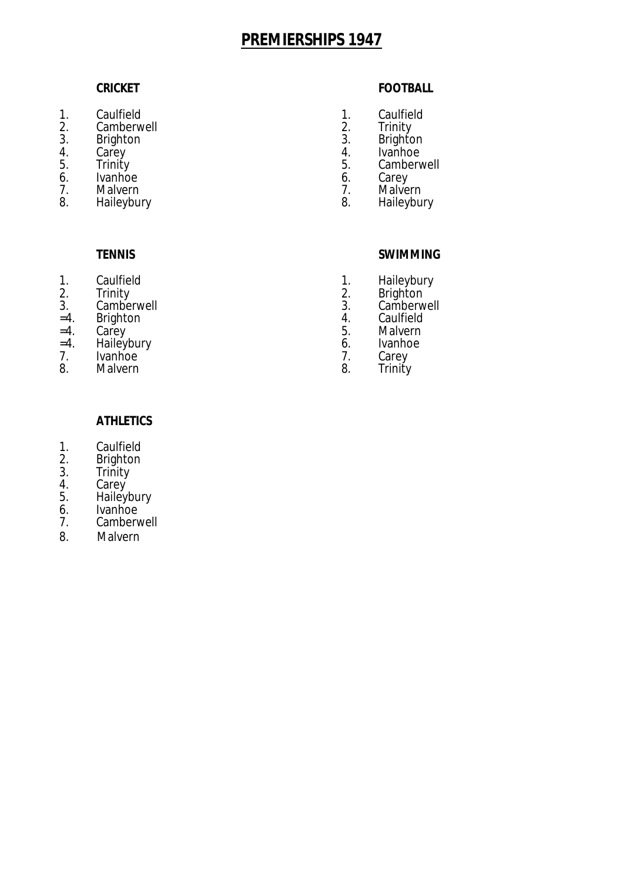# PREMIERSHIPS 1947

### CRICKET

1. Caulfield
2. Camberwell
3. Brighton
4. Carey
5. Trinity
6. Ivanhoe
7. Malvern
8. Haileybury

### FOOTBALL

1. Caulfield
2. Trinity
3. Brighton
4. Ivanhoe
5. Camberwell
6. Carey
7. Malvern
8. Haileybury

### TENNIS

1\. Caulfield  
2\. Trinity  
3\. Camberwell  
=4. Brighton  
=4. Carey  
=4. Haileybury  
7\. Ivanhoe  
8\. Malvern

### SWIMMING

1. Haileybury
2. Brighton
3. Camberwell
4. Caulfield
5. Malvern
6. Ivanhoe
7. Carey
8. Trinity

### ATHLETICS

1. Caulfield
2. Brighton
3. Trinity
4. Carey
5. Haileybury
6. Ivanhoe
7. Camberwell
8. Malvern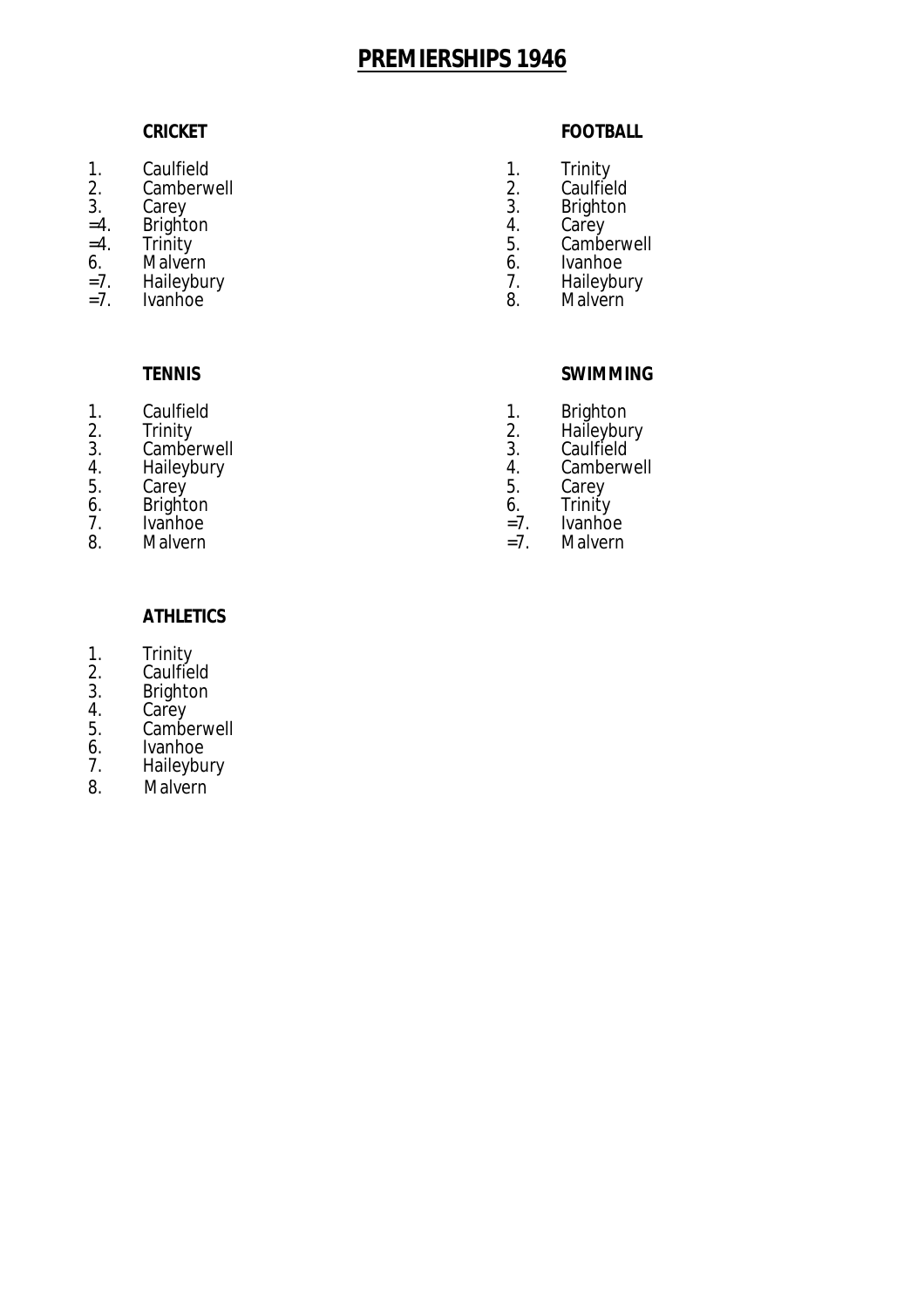# PREMIERSHIPS 1946

### CRICKET

1. Caulfield
2. Camberwell
3. Carey
=4. Brighton
=4. Trinity
6. Malvern
=7. Haileybury
=7. Ivanhoe

### FOOTBALL

1. Trinity
2. Caulfield
3. Brighton
4. Carey
5. Camberwell
6. Ivanhoe
7. Haileybury
8. Malvern

### TENNIS

1. Caulfield
2. Trinity
3. Camberwell
4. Haileybury
5. Carey
6. Brighton
7. Ivanhoe
8. Malvern

### SWIMMING

1. Brighton
2. Haileybury
3. Caulfield
4. Camberwell
5. Carey
6. Trinity
=7. Ivanhoe
=7. Malvern

### ATHLETICS

1. Trinity
2. Caulfield
3. Brighton
4. Carey
5. Camberwell
6. Ivanhoe
7. Haileybury
8. Malvern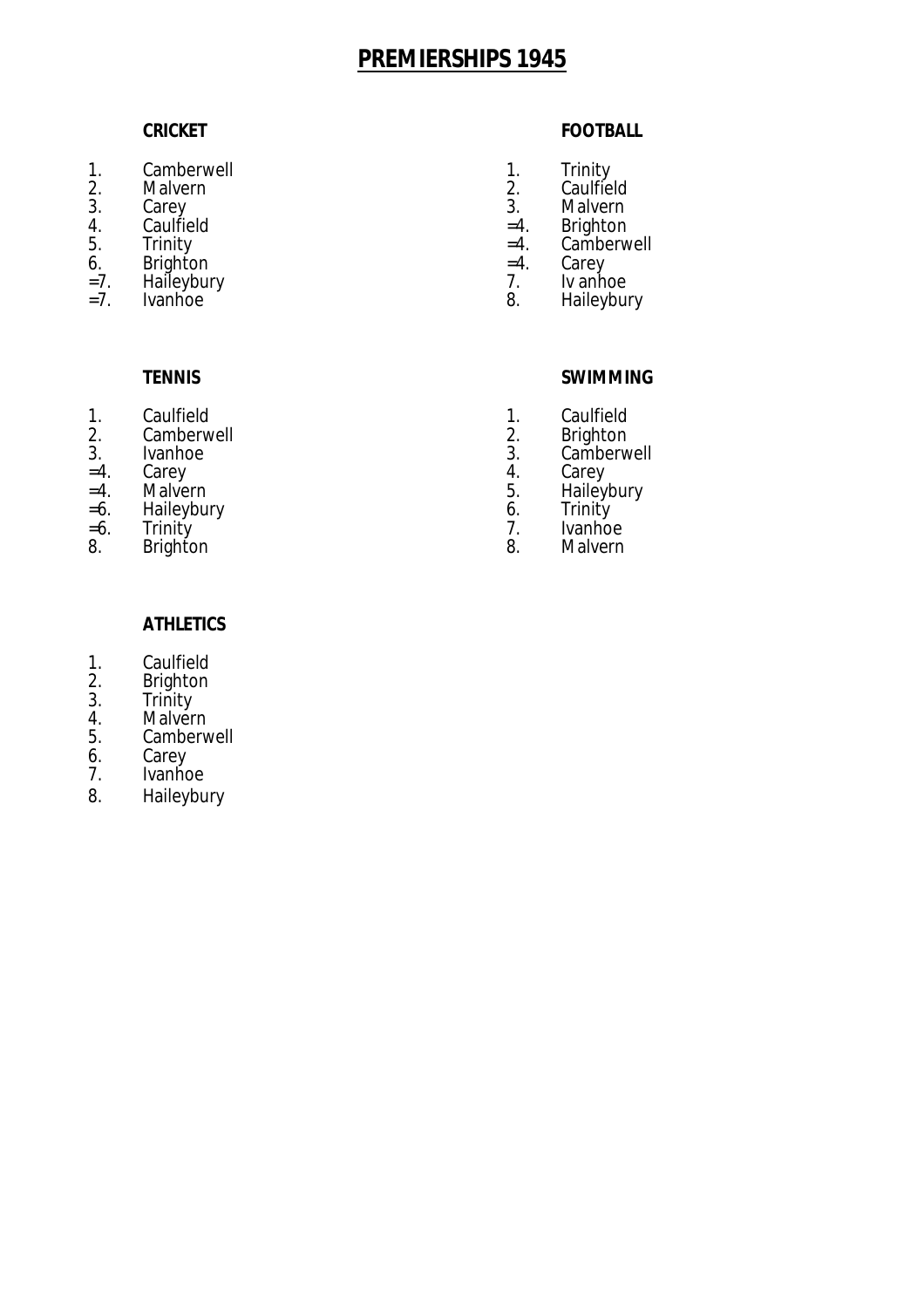# PREMIERSHIPS 1945

## CRICKET

1. Camberwell
2. Malvern
3. Carey
4. Caulfield
5. Trinity
6. Brighton
=7. Haileybury
=7. Ivanhoe

## FOOTBALL

1. Trinity
2. Caulfield
3. Malvern
=4. Brighton
=4. Camberwell
=4. Carey
7. Iv anhoe
8. Haileybury

## TENNIS

1. Caulfield
2. Camberwell
3. Ivanhoe
=4. Carey
=4. Malvern
=6. Haileybury
=6. Trinity
8. Brighton

## SWIMMING

1. Caulfield
2. Brighton
3. Camberwell
4. Carey
5. Haileybury
6. Trinity
7. Ivanhoe
8. Malvern

## ATHLETICS

1. Caulfield
2. Brighton
3. Trinity
4. Malvern
5. Camberwell
6. Carey
7. Ivanhoe
8. Haileybury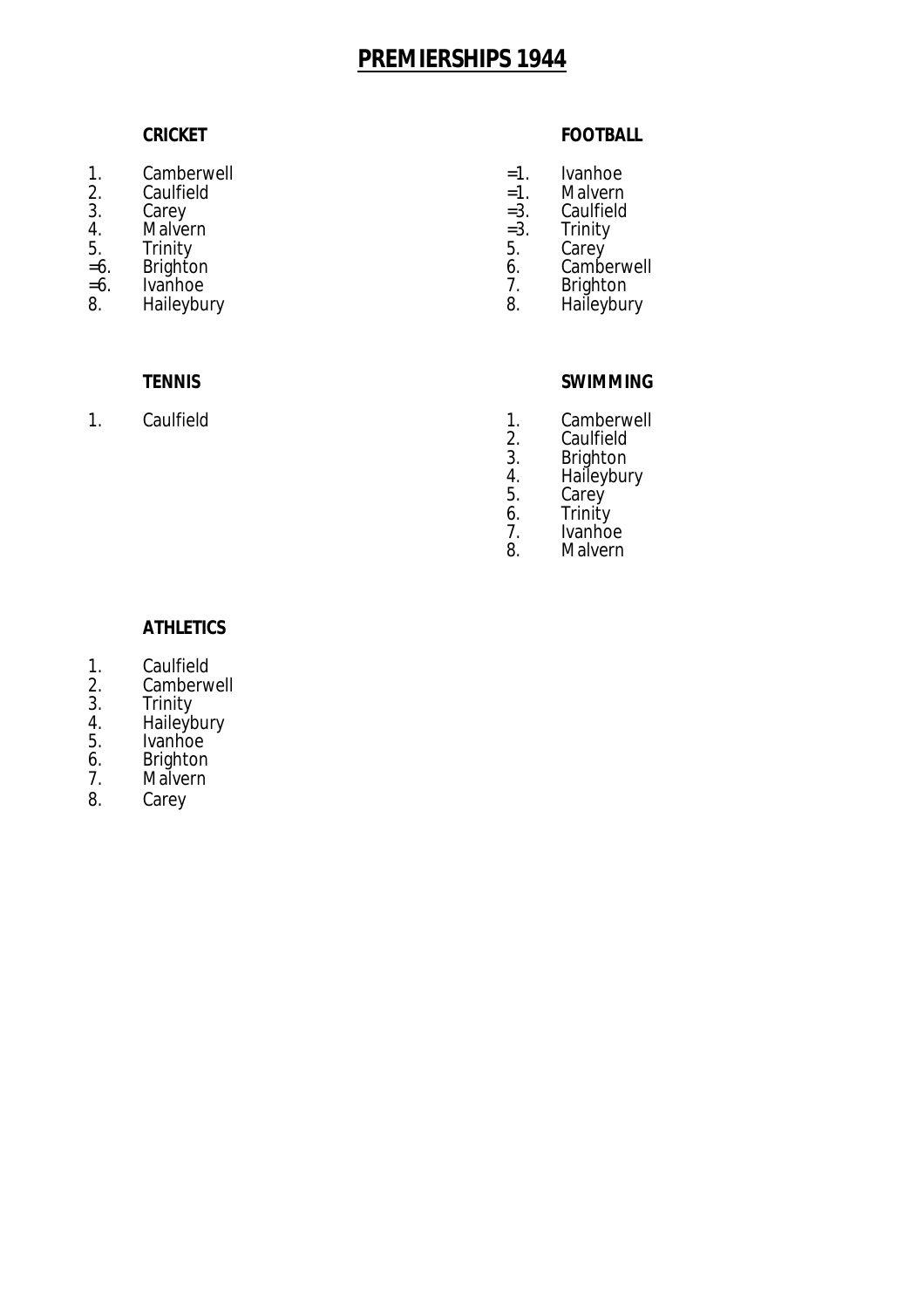# PREMIERSHIPS 1944

### CRICKET

| | |
|---|---|
| 1. | Camberwell |
| 2. | Caulfield |
| 3. | Carey |
| 4. | Malvern |
| 5. | Trinity |
| =6. | Brighton |
| =6. | Ivanhoe |
| 8. | Haileybury |

### FOOTBALL

| | |
|---|---|
| =1. | Ivanhoe |
| =1. | Malvern |
| =3. | Caulfield |
| =3. | Trinity |
| 5. | Carey |
| 6. | Camberwell |
| 7. | Brighton |
| 8. | Haileybury |

### TENNIS

| | |
|---|---|
| 1. | Caulfield |

### SWIMMING

| | |
|---|---|
| 1. | Camberwell |
| 2. | Caulfield |
| 3. | Brighton |
| 4. | Haileybury |
| 5. | Carey |
| 6. | Trinity |
| 7. | Ivanhoe |
| 8. | Malvern |

### ATHLETICS

| | |
|---|---|
| 1. | Caulfield |
| 2. | Camberwell |
| 3. | Trinity |
| 4. | Haileybury |
| 5. | Ivanhoe |
| 6. | Brighton |
| 7. | Malvern |
| 8. | Carey |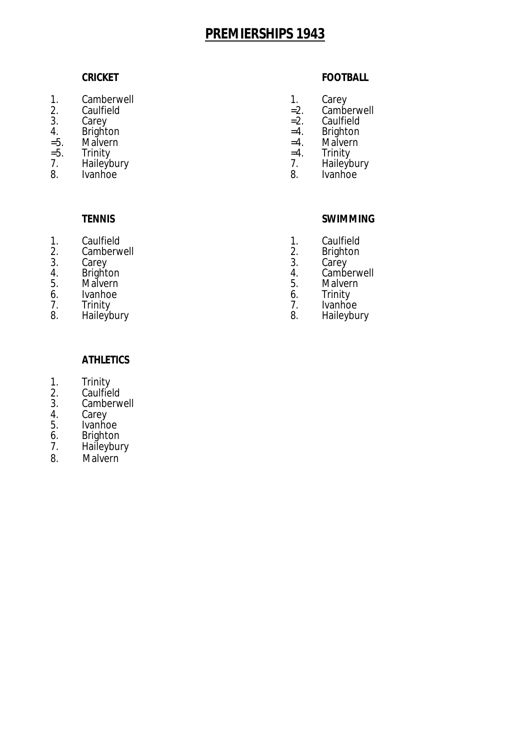# PREMIERSHIPS 1943

### CRICKET

1. Camberwell
2. Caulfield
3. Carey
4. Brighton

=5. Malvern
=5. Trinity
7. Haileybury
8. Ivanhoe

### FOOTBALL

1. Carey

=2. Camberwell
=2. Caulfield
=4. Brighton
=4. Malvern
=4. Trinity
7. Haileybury
8. Ivanhoe

### TENNIS

1. Caulfield
2. Camberwell
3. Carey
4. Brighton
5. Malvern
6. Ivanhoe
7. Trinity
8. Haileybury

### SWIMMING

1. Caulfield
2. Brighton
3. Carey
4. Camberwell
5. Malvern
6. Trinity
7. Ivanhoe
8. Haileybury

### ATHLETICS

1. Trinity
2. Caulfield
3. Camberwell
4. Carey
5. Ivanhoe
6. Brighton
7. Haileybury
8. Malvern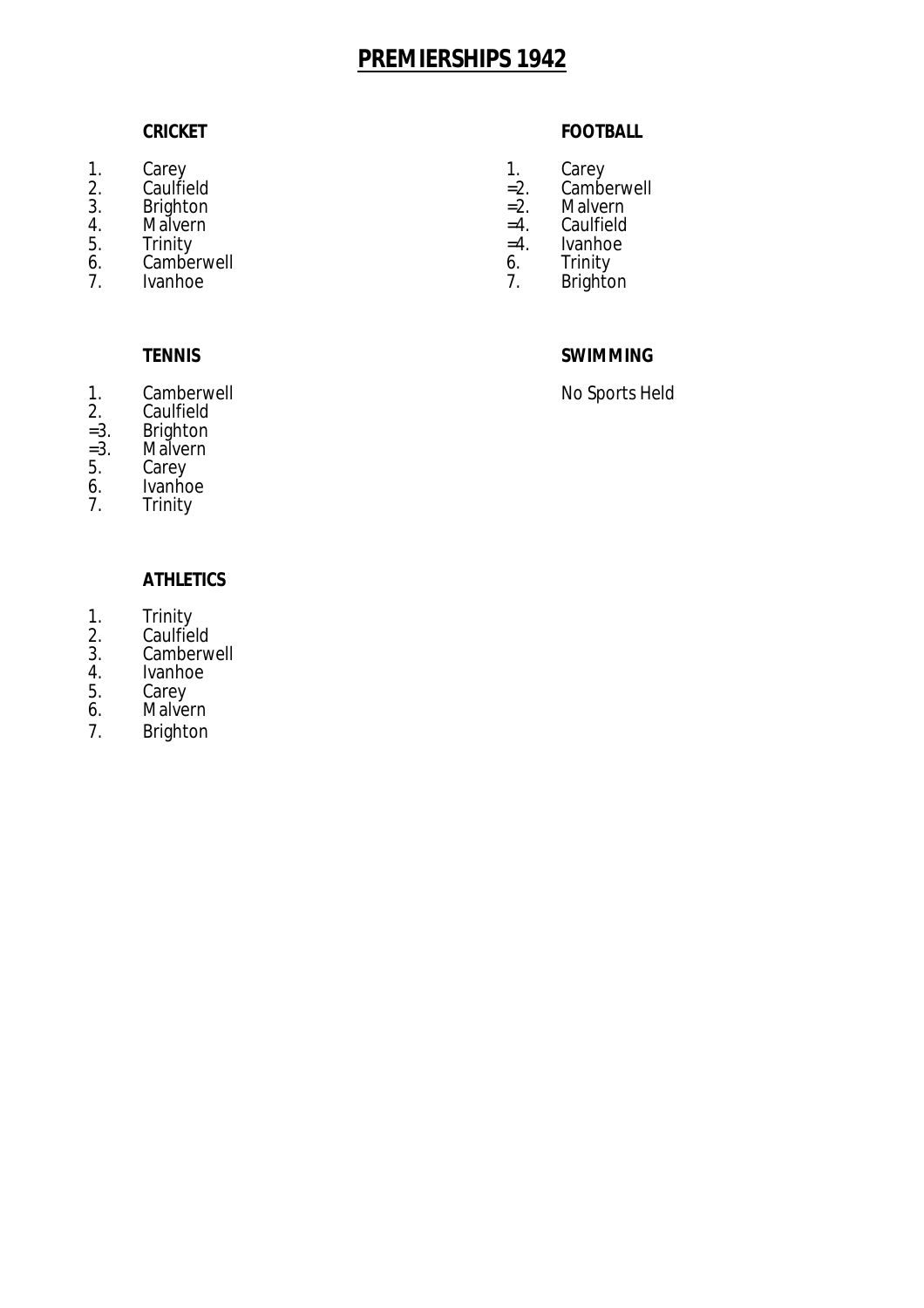# PREMIERSHIPS 1942

## CRICKET

1. Carey
2. Caulfield
3. Brighton
4. Malvern
5. Trinity
6. Camberwell
7. Ivanhoe

## FOOTBALL

1. Carey  
=2. Camberwell  
=2. Malvern  
=4. Caulfield  
=4. Ivanhoe  
6. Trinity  
7. Brighton

## TENNIS

1. Camberwell  
2. Caulfield  
=3. Brighton  
=3. Malvern  
5. Carey  
6. Ivanhoe  
7. Trinity

## SWIMMING

No Sports Held

## ATHLETICS

1. Trinity
2. Caulfield
3. Camberwell
4. Ivanhoe
5. Carey
6. Malvern
7. Brighton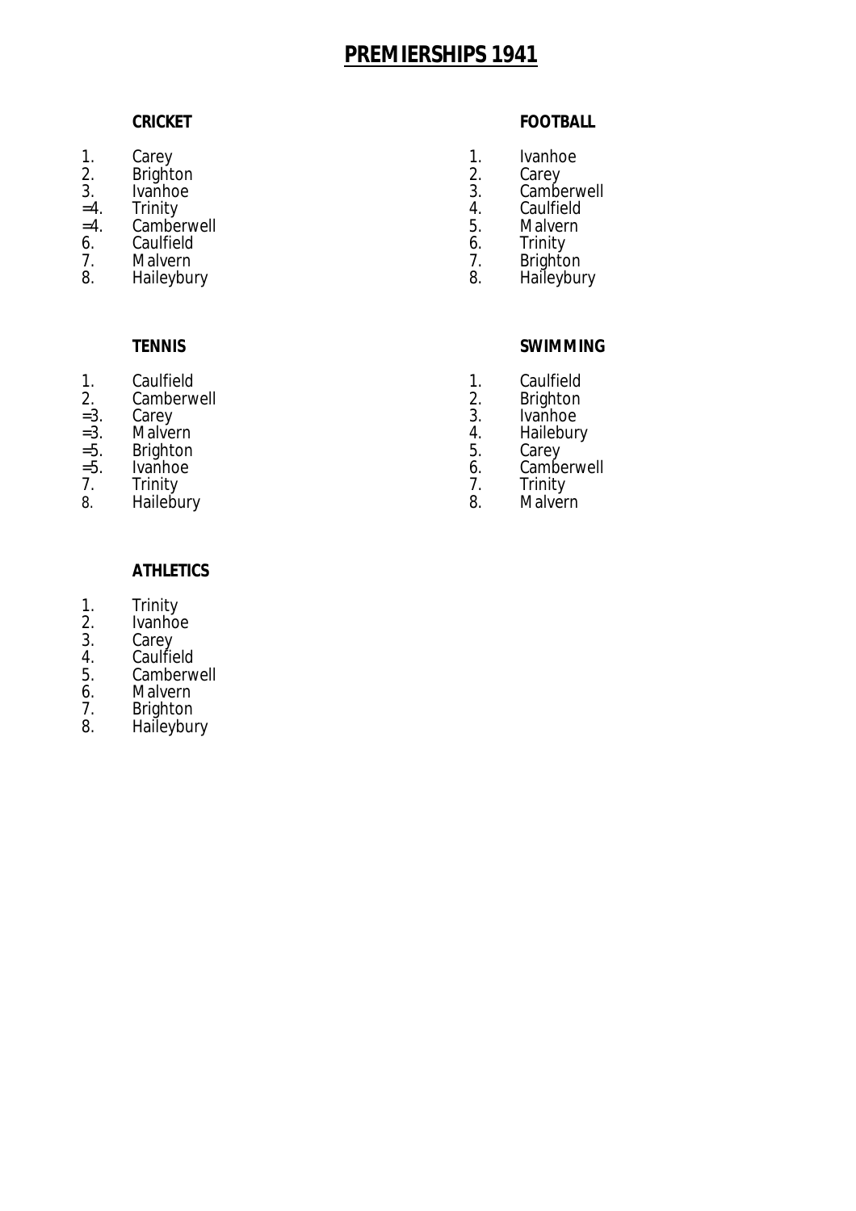# PREMIERSHIPS 1941

### CRICKET

1. Carey
2. Brighton
3. Ivanhoe

=4. Trinity
=4. Camberwell
6. Caulfield
7. Malvern
8. Haileybury

### FOOTBALL

1. Ivanhoe
2. Carey
3. Camberwell
4. Caulfield
5. Malvern
6. Trinity
7. Brighton
8. Haileybury

### TENNIS

1. Caulfield
2. Camberwell

=3. Carey
=3. Malvern
=5. Brighton
=5. Ivanhoe
7. Trinity
8. Hailebury

### SWIMMING

1. Caulfield
2. Brighton
3. Ivanhoe
4. Hailebury
5. Carey
6. Camberwell
7. Trinity
8. Malvern

### ATHLETICS

1. Trinity
2. Ivanhoe
3. Carey
4. Caulfield
5. Camberwell
6. Malvern
7. Brighton
8. Haileybury